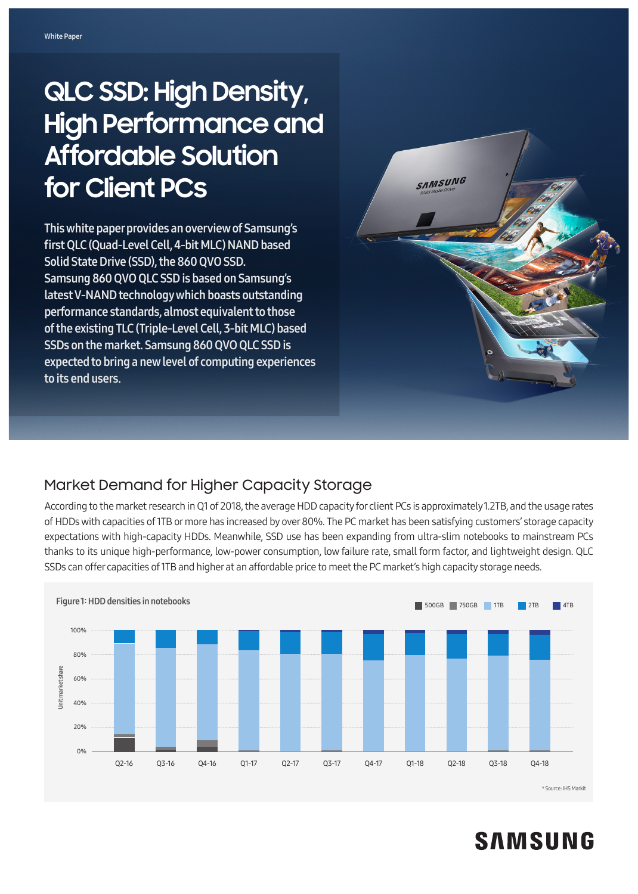White Paper

# QLC SSD: High Density, High Performance and Affordable Solution for Client PCs

This white paper provides an overview of Samsung's first QLC (Quad-Level Cell, 4-bit MLC) NAND based Solid State Drive (SSD), the 860 QVO SSD. Samsung 860 QVO QLC SSD is based on Samsung's latest V-NAND technology which boasts outstanding performance standards, almost equivalent to those of the existing TLC (Triple-Level Cell, 3-bit MLC) based SSDs on the market. Samsung 860 QVO QLC SSD is expected to bring a new level of computing experiences to its end users.

## Market Demand for Higher Capacity Storage

According to the market research in Q1 of 2018, the average HDD capacity for client PCs is approximately 1.2TB, and the usage rates of HDDs with capacities of 1TB or more has increased by over 80%. The PC market has been satisfying customers' storage capacity expectations with high-capacity HDDs. Meanwhile, SSD use has been expanding from ultra-slim notebooks to mainstream PCs thanks to its unique high-performance, low-power consumption, low failure rate, small form factor, and lightweight design. QLC SSDs can offer capacities of 1TB and higher at an affordable price to meet the PC market's high capacity storage needs.

**Figure 1: HDD densities in notebooks**

Legend: 500GB, 750GB, 1TB, 2TB, 4TB

Y-axis: Unit market share (0%, 20%, 40%, 60%, 80%, 100%)

X-axis: Q2-16, Q3-16, Q4-16, Q1-17, Q2-17, Q3-17, Q4-17, Q1-18, Q2-18, Q3-18, Q4-18

\* Source: IHS Markit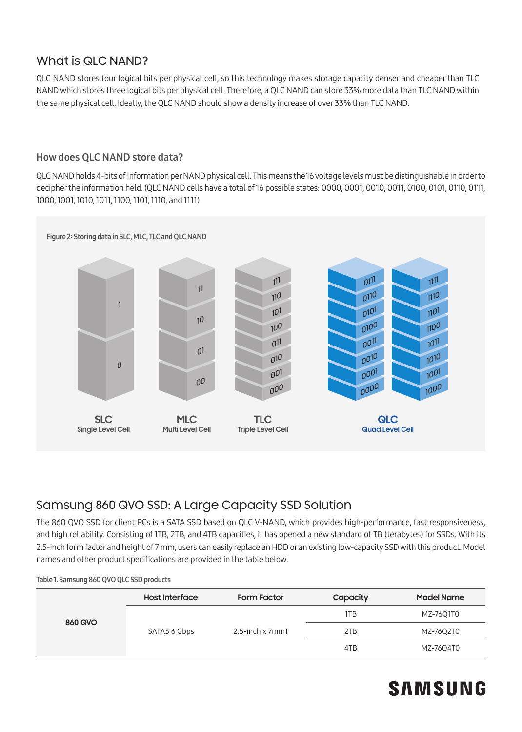## What is QLC NAND?

QLC NAND stores four logical bits per physical cell, so this technology makes storage capacity denser and cheaper than TLC NAND which stores three logical bits per physical cell. Therefore, a QLC NAND can store 33% more data than TLC NAND within the same physical cell. Ideally, the QLC NAND should show a density increase of over 33% than TLC NAND.

### How does QLC NAND store data?

QLC NAND holds 4-bits of information per NAND physical cell. This means the 16 voltage levels must be distinguishable in order to decipher the information held. (QLC NAND cells have a total of 16 possible states: 0000, 0001, 0010, 0011, 0100, 0101, 0110, 0111, 1000, 1001, 1010, 1011, 1100, 1101, 1110, and 1111)

Figure 2: Storing data in SLC, MLC, TLC and QLC NAND

SLC Single Level Cell: 1, 0

MLC Multi Level Cell: 11, 10, 01, 00

TLC Triple Level Cell: 111, 110, 101, 100, 011, 010, 001, 000

QLC Quad Level Cell: 0111, 0110, 0101, 0100, 0011, 0010, 0001, 0000, 1111, 1110, 1101, 1100, 1011, 1010, 1001, 1000

## Samsung 860 QVO SSD: A Large Capacity SSD Solution

The 860 QVO SSD for client PCs is a SATA SSD based on QLC V-NAND, which provides high-performance, fast responsiveness, and high reliability. Consisting of 1TB, 2TB, and 4TB capacities, it has opened a new standard of TB (terabytes) for SSDs. With its 2.5-inch form factor and height of 7 mm, users can easily replace an HDD or an existing low-capacity SSD with this product. Model names and other product specifications are provided in the table below.

Table 1. Samsung 860 QVO QLC SSD products

| | Host Interface | Form Factor | Capacity | Model Name |
|---|---|---|---|---|
| 860 QVO | SATA3 6 Gbps | 2.5-inch x 7mmT | 1TB | MZ-76Q1T0 |
| | | | 2TB | MZ-76Q2T0 |
| | | | 4TB | MZ-76Q4T0 |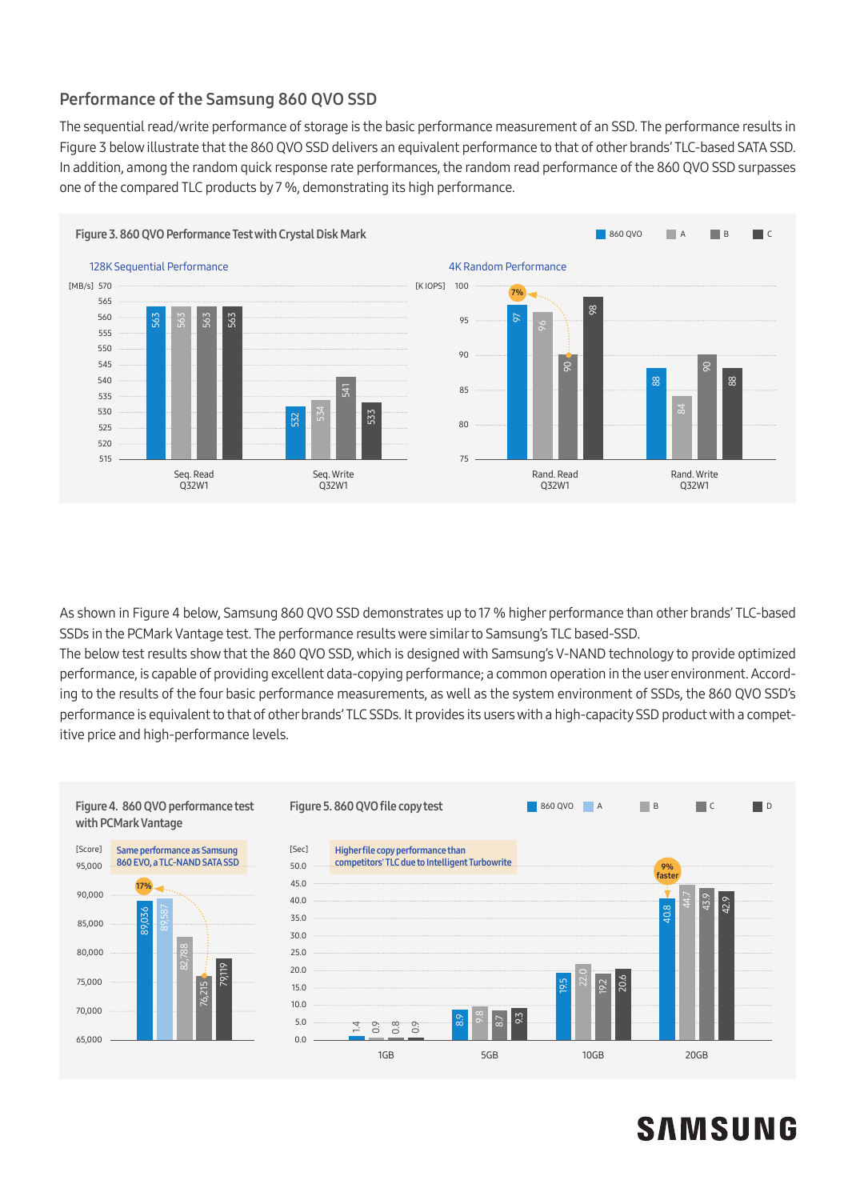## Performance of the Samsung 860 QVO SSD

The sequential read/write performance of storage is the basic performance measurement of an SSD. The performance results in Figure 3 below illustrate that the 860 QVO SSD delivers an equivalent performance to that of other brands' TLC-based SATA SSD. In addition, among the random quick response rate performances, the random read performance of the 860 QVO SSD surpasses one of the compared TLC products by 7 %, demonstrating its high performance.

**Figure 3. 860 QVO Performance Test with Crystal Disk Mark**

128K Sequential Performance [MB/s]

| | 860 QVO | A | B | C |
|---|---|---|---|---|
| Seq. Read Q32W1 | 563 | 563 | 563 | 563 |
| Seq. Write Q32W1 | 532 | 534 | 541 | 533 |

4K Random Performance [K IOPS]

| | 860 QVO | A | B | C |
|---|---|---|---|---|
| Rand. Read Q32W1 | 97 | 96 | 90 | 98 |
| Rand. Write Q32W1 | 88 | 84 | 90 | 88 |

(7% annotation: 860 QVO Rand. Read vs B)

As shown in Figure 4 below, Samsung 860 QVO SSD demonstrates up to 17 % higher performance than other brands' TLC-based SSDs in the PCMark Vantage test. The performance results were similar to Samsung's TLC based-SSD.
The below test results show that the 860 QVO SSD, which is designed with Samsung's V-NAND technology to provide optimized performance, is capable of providing excellent data-copying performance; a common operation in the user environment. According to the results of the four basic performance measurements, as well as the system environment of SSDs, the 860 QVO SSD's performance is equivalent to that of other brands' TLC SSDs. It provides its users with a high-capacity SSD product with a competitive price and high-performance levels.

**Figure 4. 860 QVO performance test with PCMark Vantage**

Same performance as Samsung 860 EVO, a TLC-NAND SATA SSD

| [Score] | 860 QVO | A | B | C | D |
|---|---|---|---|---|---|
| PCMark Vantage | 89,036 | 89,587 | 82,788 | 76,215 | 79,119 |

(17% annotation: 860 QVO vs C)

**Figure 5. 860 QVO file copy test**

Higher file copy performance than competitors' TLC due to Intelligent Turbowrite

| [Sec] | 860 QVO | A | B | C | D |
|---|---|---|---|---|---|
| 1GB | 1.4 | 0.9 | 0.8 | 0.9 | |
| 5GB | 8.9 | 9.8 | 8.7 | 9.3 | |
| 10GB | 19.5 | 22.0 | 19.2 | 20.6 | |
| 20GB | 40.8 | 44.7 | 43.9 | 42.9 | |

(9% faster annotation at 20GB)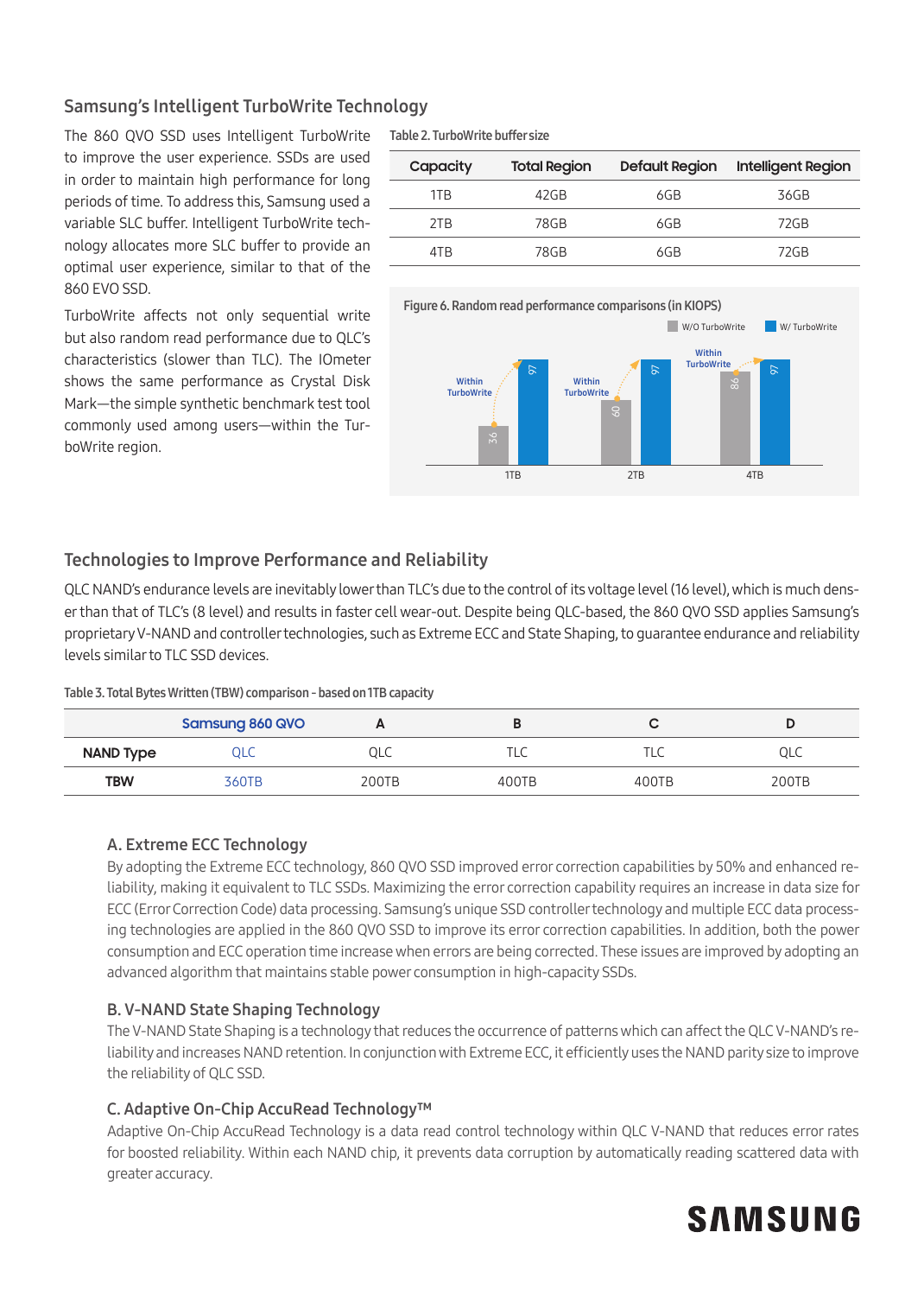## Samsung's Intelligent TurboWrite Technology

The 860 QVO SSD uses Intelligent TurboWrite to improve the user experience. SSDs are used in order to maintain high performance for long periods of time. To address this, Samsung used a variable SLC buffer. Intelligent TurboWrite technology allocates more SLC buffer to provide an optimal user experience, similar to that of the 860 EVO SSD.

TurboWrite affects not only sequential write but also random read performance due to QLC's characteristics (slower than TLC). The IOmeter shows the same performance as Crystal Disk Mark—the simple synthetic benchmark test tool commonly used among users—within the TurboWrite region.

Table 2. TurboWrite buffer size

| Capacity | Total Region | Default Region | Intelligent Region |
|---|---|---|---|
| 1TB | 42GB | 6GB | 36GB |
| 2TB | 78GB | 6GB | 72GB |
| 4TB | 78GB | 6GB | 72GB |

Figure 6. Random read performance comparisons (in KIOPS)

| Capacity | W/O TurboWrite | W/ TurboWrite (Within TurboWrite) |
|---|---|---|
| 1TB | 36 | 97 |
| 2TB | 60 | 97 |
| 4TB | 86 | 97 |

## Technologies to Improve Performance and Reliability

QLC NAND's endurance levels are inevitably lower than TLC's due to the control of its voltage level (16 level), which is much denser than that of TLC's (8 level) and results in faster cell wear-out. Despite being QLC-based, the 860 QVO SSD applies Samsung's proprietary V-NAND and controller technologies, such as Extreme ECC and State Shaping, to guarantee endurance and reliability levels similar to TLC SSD devices.

Table 3. Total Bytes Written (TBW) comparison - based on 1TB capacity

| | Samsung 860 QVO | A | B | C | D |
|---|---|---|---|---|---|
| NAND Type | QLC | QLC | TLC | TLC | QLC |
| TBW | 360TB | 200TB | 400TB | 400TB | 200TB |

### A. Extreme ECC Technology

By adopting the Extreme ECC technology, 860 QVO SSD improved error correction capabilities by 50% and enhanced reliability, making it equivalent to TLC SSDs. Maximizing the error correction capability requires an increase in data size for ECC (Error Correction Code) data processing. Samsung's unique SSD controller technology and multiple ECC data processing technologies are applied in the 860 QVO SSD to improve its error correction capabilities. In addition, both the power consumption and ECC operation time increase when errors are being corrected. These issues are improved by adopting an advanced algorithm that maintains stable power consumption in high-capacity SSDs.

### B. V-NAND State Shaping Technology

The V-NAND State Shaping is a technology that reduces the occurrence of patterns which can affect the QLC V-NAND's reliability and increases NAND retention. In conjunction with Extreme ECC, it efficiently uses the NAND parity size to improve the reliability of QLC SSD.

### C. Adaptive On-Chip AccuRead Technology™

Adaptive On-Chip AccuRead Technology is a data read control technology within QLC V-NAND that reduces error rates for boosted reliability. Within each NAND chip, it prevents data corruption by automatically reading scattered data with greater accuracy.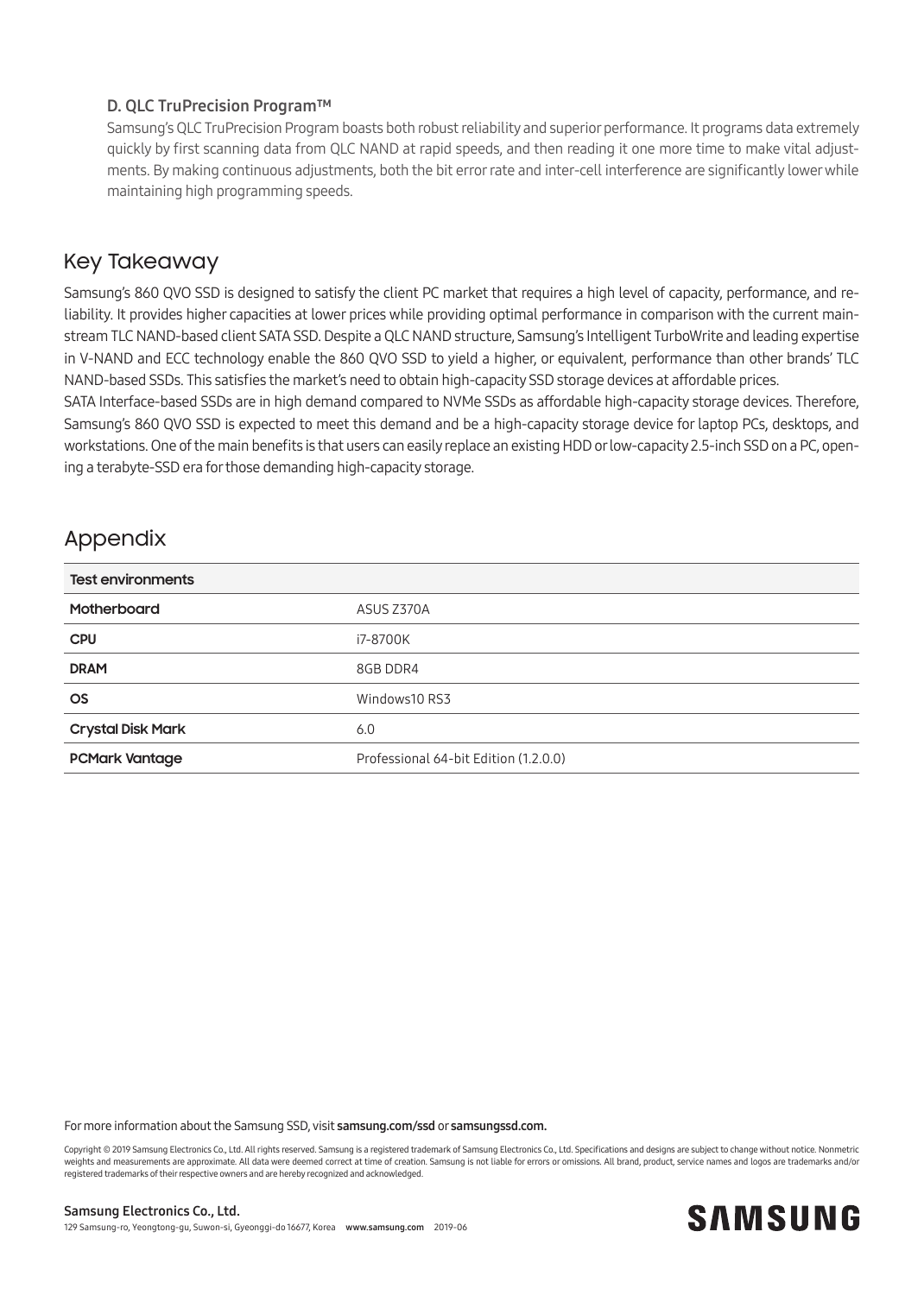### D. QLC TruPrecision Program™

Samsung's QLC TruPrecision Program boasts both robust reliability and superior performance. It programs data extremely quickly by first scanning data from QLC NAND at rapid speeds, and then reading it one more time to make vital adjustments. By making continuous adjustments, both the bit error rate and inter-cell interference are significantly lower while maintaining high programming speeds.

## Key Takeaway

Samsung's 860 QVO SSD is designed to satisfy the client PC market that requires a high level of capacity, performance, and reliability. It provides higher capacities at lower prices while providing optimal performance in comparison with the current mainstream TLC NAND-based client SATA SSD. Despite a QLC NAND structure, Samsung's Intelligent TurboWrite and leading expertise in V-NAND and ECC technology enable the 860 QVO SSD to yield a higher, or equivalent, performance than other brands' TLC NAND-based SSDs. This satisfies the market's need to obtain high-capacity SSD storage devices at affordable prices.

SATA Interface-based SSDs are in high demand compared to NVMe SSDs as affordable high-capacity storage devices. Therefore, Samsung's 860 QVO SSD is expected to meet this demand and be a high-capacity storage device for laptop PCs, desktops, and workstations. One of the main benefits is that users can easily replace an existing HDD or low-capacity 2.5-inch SSD on a PC, opening a terabyte-SSD era for those demanding high-capacity storage.

## Appendix

| Test environments | |
|---|---|
| **Motherboard** | ASUS Z370A |
| **CPU** | i7-8700K |
| **DRAM** | 8GB DDR4 |
| **OS** | Windows10 RS3 |
| **Crystal Disk Mark** | 6.0 |
| **PCMark Vantage** | Professional 64-bit Edition (1.2.0.0) |

For more information about the Samsung SSD, visit **samsung.com/ssd** or **samsungssd.com.**

Copyright © 2019 Samsung Electronics Co., Ltd. All rights reserved. Samsung is a registered trademark of Samsung Electronics Co., Ltd. Specifications and designs are subject to change without notice. Nonmetric weights and measurements are approximate. All data were deemed correct at time of creation. Samsung is not liable for errors or omissions. All brand, product, service names and logos are trademarks and/or registered trademarks of their respective owners and are hereby recognized and acknowledged.

**Samsung Electronics Co., Ltd.**
129 Samsung-ro, Yeongtong-gu, Suwon-si, Gyeonggi-do 16677, Korea **www.samsung.com** 2019-06

SAMSUNG